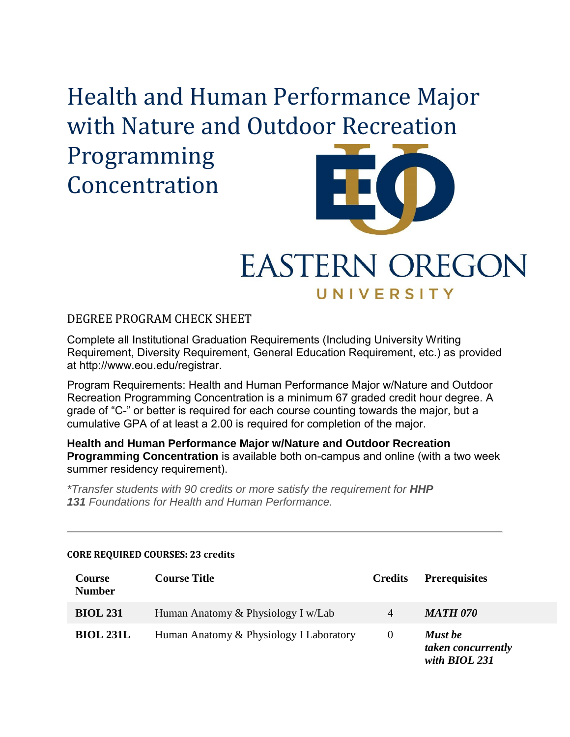# Health and Human Performance Major with Nature and Outdoor Recreation Programming Concentration

EASTERN OREGON UNIVERSITY

## DEGREE PROGRAM CHECK SHEET

Complete all Institutional Graduation Requirements (Including University Writing Requirement, Diversity Requirement, General Education Requirement, etc.) as provided at http://www.eou.edu/registrar.

Program Requirements: Health and Human Performance Major w/Nature and Outdoor Recreation Programming Concentration is a minimum 67 graded credit hour degree. A grade of "C-" or better is required for each course counting towards the major, but a cumulative GPA of at least a 2.00 is required for completion of the major.

**Health and Human Performance Major w/Nature and Outdoor Recreation Programming Concentration** is available both on-campus and online (with a two week summer residency requirement).

*\*Transfer students with 90 credits or more satisfy the requirement for **HHP 131** Foundations for Health and Human Performance.*

---

**CORE REQUIRED COURSES: 23 credits**

| Course Number | Course Title | Credits | Prerequisites |
|---|---|---|---|
| **BIOL 231** | Human Anatomy & Physiology I w/Lab | 4 | ***MATH 070*** |
| **BIOL 231L** | Human Anatomy & Physiology I Laboratory | 0 | ***Must be taken concurrently with BIOL 231*** |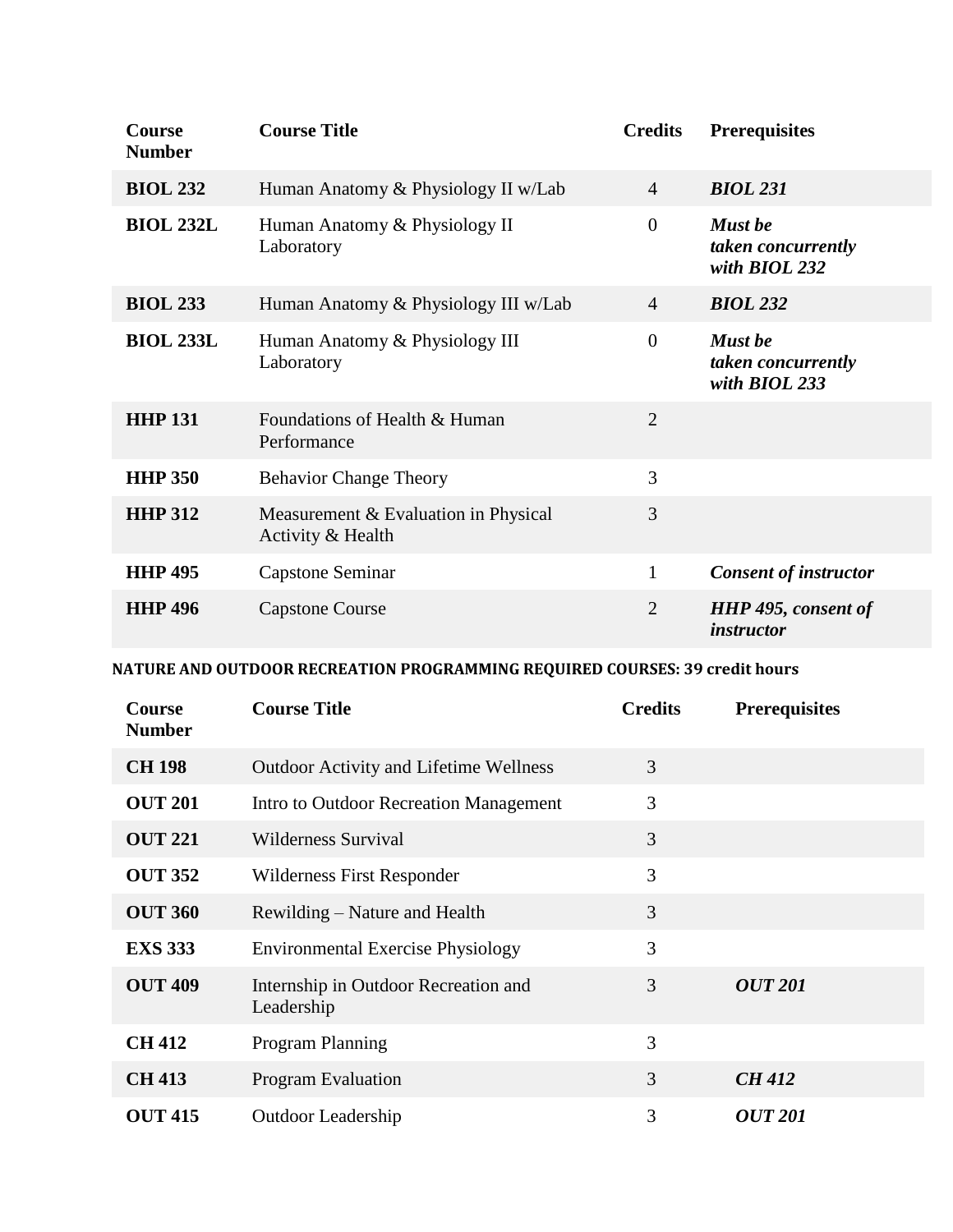| Course Number | Course Title | Credits | Prerequisites |
|---|---|---|---|
| **BIOL 232** | Human Anatomy & Physiology II w/Lab | 4 | ***BIOL 231*** |
| **BIOL 232L** | Human Anatomy & Physiology II Laboratory | 0 | ***Must be taken concurrently with BIOL 232*** |
| **BIOL 233** | Human Anatomy & Physiology III w/Lab | 4 | ***BIOL 232*** |
| **BIOL 233L** | Human Anatomy & Physiology III Laboratory | 0 | ***Must be taken concurrently with BIOL 233*** |
| **HHP 131** | Foundations of Health & Human Performance | 2 | |
| **HHP 350** | Behavior Change Theory | 3 | |
| **HHP 312** | Measurement & Evaluation in Physical Activity & Health | 3 | |
| **HHP 495** | Capstone Seminar | 1 | ***Consent of instructor*** |
| **HHP 496** | Capstone Course | 2 | ***HHP 495, consent of instructor*** |

**NATURE AND OUTDOOR RECREATION PROGRAMMING REQUIRED COURSES: 39 credit hours**

| Course Number | Course Title | Credits | Prerequisites |
|---|---|---|---|
| **CH 198** | Outdoor Activity and Lifetime Wellness | 3 | |
| **OUT 201** | Intro to Outdoor Recreation Management | 3 | |
| **OUT 221** | Wilderness Survival | 3 | |
| **OUT 352** | Wilderness First Responder | 3 | |
| **OUT 360** | Rewilding – Nature and Health | 3 | |
| **EXS 333** | Environmental Exercise Physiology | 3 | |
| **OUT 409** | Internship in Outdoor Recreation and Leadership | 3 | ***OUT 201*** |
| **CH 412** | Program Planning | 3 | |
| **CH 413** | Program Evaluation | 3 | ***CH 412*** |
| **OUT 415** | Outdoor Leadership | 3 | ***OUT 201*** |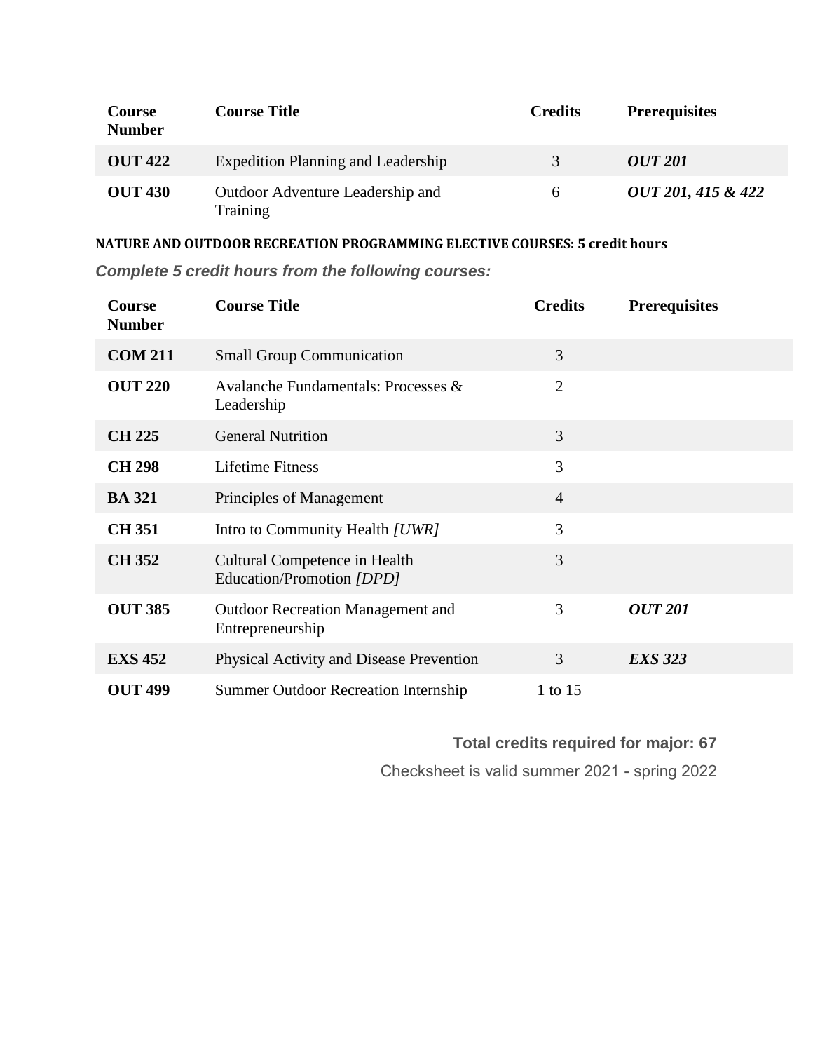| Course Number | Course Title | Credits | Prerequisites |
|---|---|---|---|
| **OUT 422** | Expedition Planning and Leadership | 3 | ***OUT 201*** |
| **OUT 430** | Outdoor Adventure Leadership and Training | 6 | ***OUT 201, 415 & 422*** |

**NATURE AND OUTDOOR RECREATION PROGRAMMING ELECTIVE COURSES: 5 credit hours**

***Complete 5 credit hours from the following courses:***

| Course Number | Course Title | Credits | Prerequisites |
|---|---|---|---|
| **COM 211** | Small Group Communication | 3 | |
| **OUT 220** | Avalanche Fundamentals: Processes & Leadership | 2 | |
| **CH 225** | General Nutrition | 3 | |
| **CH 298** | Lifetime Fitness | 3 | |
| **BA 321** | Principles of Management | 4 | |
| **CH 351** | Intro to Community Health *[UWR]* | 3 | |
| **CH 352** | Cultural Competence in Health Education/Promotion *[DPD]* | 3 | |
| **OUT 385** | Outdoor Recreation Management and Entrepreneurship | 3 | ***OUT 201*** |
| **EXS 452** | Physical Activity and Disease Prevention | 3 | ***EXS 323*** |
| **OUT 499** | Summer Outdoor Recreation Internship | 1 to 15 | |

**Total credits required for major: 67**

Checksheet is valid summer 2021 - spring 2022